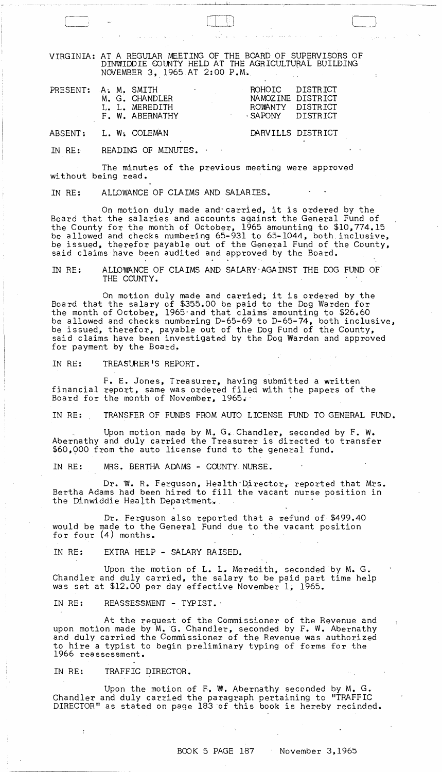VIRGINIA: AT A REGULAR MEETING OF THE BOARD OF SUPERVISORS OF DINWIDDIE COUNTY HELD AT THE AGRICULTURAL BUILDING NOVEMBER 3, 1965 AT 2:00 P.M.

| | | |
|---|---|---|
| PRESENT: | A. M. SMITH | ROHOIC DISTRICT |
| | M. G. CHANDLER | NAMOZINE DISTRICT |
| | L. L. MEREDITH | ROWANTY DISTRICT |
| | F. W. ABERNATHY | SAPONY DISTRICT |
| ABSENT: | L. W. COLEMAN | DARVILLS DISTRICT |

IN RE: READING OF MINUTES.

The minutes of the previous meeting were approved without being read.

IN RE: ALLOWANCE OF CLAIMS AND SALARIES.

On motion duly made and carried, it is ordered by the Board that the salaries and accounts against the General Fund of the County for the month of October, 1965 amounting to $10,774.15 be allowed and checks numbering 65-931 to 65-1044, both inclusive, be issued, therefor payable out of the General Fund of the County, said claims have been audited and approved by the Board.

IN RE: ALLOWANCE OF CLAIMS AND SALARY AGAINST THE DOG FUND OF THE COUNTY.

On motion duly made and carried, it is ordered by the Board that the salary of $355.00 be paid to the Dog Warden for the month of October, 1965 and that claims amounting to $26.60 be allowed and checks numbering D-65-69 to D-65-74, both inclusive, be issued, therefor, payable out of the Dog Fund of the County, said claims have been investigated by the Dog Warden and approved for payment by the Board.

IN RE: TREASURER'S REPORT.

F. E. Jones, Treasurer, having submitted a written financial report, same was ordered filed with the papers of the Board for the month of November, 1965.

IN RE: TRANSFER OF FUNDS FROM AUTO LICENSE FUND TO GENERAL FUND.

Upon motion made by M. G. Chandler, seconded by F. W. Abernathy and duly carried the Treasurer is directed to transfer $60,000 from the auto license fund to the general fund.

IN RE: MRS. BERTHA ADAMS - COUNTY NURSE.

Dr. W. R. Ferguson, Health Director, reported that Mrs. Bertha Adams had been hired to fill the vacant nurse position in the Dinwiddie Health Department.

Dr. Ferguson also reported that a refund of $499.40 would be made to the General Fund due to the vacant position for four (4) months.

IN RE: EXTRA HELP - SALARY RAISED.

Upon the motion of L. L. Meredith, seconded by M. G. Chandler and duly carried, the salary to be paid part time help was set at $12.00 per day effective November 1, 1965.

IN RE: REASSESSMENT - TYPIST.

At the request of the Commissioner of the Revenue and upon motion made by M. G. Chandler, seconded by F. W. Abernathy and duly carried the Commissioner of the Revenue was authorized to hire a typist to begin preliminary typing of forms for the 1966 reassessment.

IN RE: TRAFFIC DIRECTOR.

Upon the motion of F. W. Abernathy seconded by M. G. Chandler and duly carried the paragraph pertaining to "TRAFFIC DIRECTOR" as stated on page 183 of this book is hereby recinded.

BOOK 5 PAGE 187 November 3,1965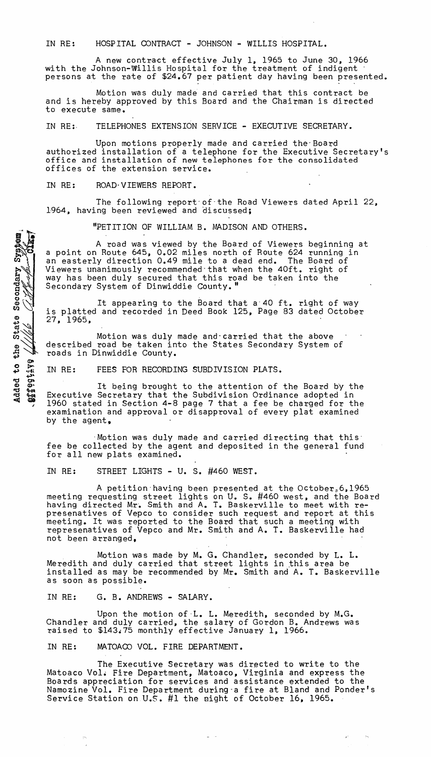IN RE: HOSPITAL CONTRACT - JOHNSON - WILLIS HOSPITAL.

A new contract effective July 1, 1965 to June 30, 1966 with the Johnson-Willis Hospital for the treatment of indigent persons at the rate of $24.67 per patient day having been presented.

Motion was duly made and carried that this contract be and is hereby approved by this Board and the Chairman is directed to execute same.

IN RE: TELEPHONES EXTENSION SERVICE - EXECUTIVE SECRETARY.

Upon motions properly made and carried the Board authorized installation of a telephone for the Executive Secretary's office and installation of new telephones for the consolidated offices of the extension service.

IN RE: ROAD VIEWERS REPORT.

The following report of the Road Viewers dated April 22, 1964, having been reviewed and discussed;

"PETITION OF WILLIAM B. MADISON AND OTHERS.

A road was viewed by the Board of Viewers beginning at a point on Route 645, 0.02 miles north of Route 624 running in an easterly direction 0.49 mile to a dead end. The Board of Viewers unanimously recommended that when the 40ft. right of way has been duly secured that this road be taken into the Secondary System of Dinwiddie County."

Added to the State Secondary System, effective [signature] Clk.

It appearing to the Board that a 40 ft. right of way is platted and recorded in Deed Book 125, Page 83 dated October 27, 1965,

Motion was duly made and carried that the above described road be taken into the States Secondary System of roads in Dinwiddie County.

IN RE: FEES FOR RECORDING SUBDIVISION PLATS.

It being brought to the attention of the Board by the Executive Secretary that the Subdivision Ordinance adopted in 1960 stated in Section 4-8 page 7 that a fee be charged for the examination and approval or disapproval of every plat examined by the agent,

Motion was duly made and carried directing that this fee be collected by the agent and deposited in the general fund for all new plats examined.

IN RE: STREET LIGHTS - U. S. #460 WEST.

A petition having been presented at the October, 6,1965 meeting requesting street lights on U. S. #460 west, and the Board having directed Mr. Smith and A. T. Baskerville to meet with representatives of Vepco to consider such request and report at this meeting. It was reported to the Board that such a meeting with represenatives of Vepco and Mr. Smith and A. T. Baskerville had not been arranged,

Motion was made by M. G. Chandler, seconded by L. L. Meredith and duly carried that street lights in this area be installed as may be recommended by Mr. Smith and A. T. Baskerville as soon as possible.

IN RE: G. B. ANDREWS - SALARY.

Upon the motion of L. L. Meredith, seconded by M.G. Chandler and duly carried, the salary of Gordon B. Andrews was raised to $143.75 monthly effective January 1, 1966.

IN RE: MATOACO VOL. FIRE DEPARTMENT.

The Executive Secretary was directed to write to the Matoaco Vol. Fire Department, Matoaco, Virginia and express the Boards appreciation for services and assistance extended to the Namozine Vol. Fire Department during a fire at Bland and Ponder's Service Station on U.S. #1 the night of October 16, 1965.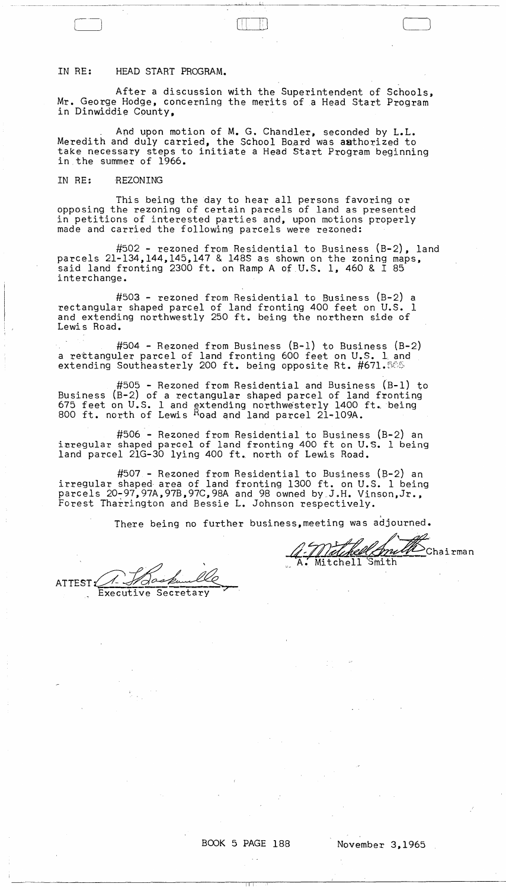IN RE: HEAD START PROGRAM.

After a discussion with the Superintendent of Schools, Mr. George Hodge, concerning the merits of a Head Start Program in Dinwiddie County,

And upon motion of M. G. Chandler, seconded by L.L. Meredith and duly carried, the School Board was authorized to take necessary steps to initiate a Head Start Program beginning in the summer of 1966.

IN RE: REZONING

This being the day to hear all persons favoring or opposing the rezoning of certain parcels of land as presented in petitions of interested parties and, upon motions properly made and carried the following parcels were rezoned:

#502 - rezoned from Residential to Business (B-2), land parcels 21-134,144,145,147 & 148S as shown on the zoning maps, said land fronting 2300 ft. on Ramp A of U.S. 1, 460 & I 85 interchange.

#503 - rezoned from Residential to Business (B-2) a rectangular shaped parcel of land fronting 400 feet on U.S. 1 and extending northwestly 250 ft. being the northern side of Lewis Road.

#504 - Rezoned from Business (B-1) to Business (B-2) a rectanguler parcel of land fronting 600 feet on U.S. 1 and extending Southeasterly 200 ft. being opposite Rt. #671.

#505 - Rezoned from Residential and Business (B-1) to Business (B-2) of a rectangular shaped parcel of land fronting 675 feet on U.S. 1 and extending northwesterly 1400 ft. being 800 ft. north of Lewis Road and land parcel 21-109A.

#506 - Rezoned from Residential to Business (B-2) an irregular shaped parcel of land fronting 400 ft on U.S. 1 being land parcel 21G-30 lying 400 ft. north of Lewis Road.

#507 - Rezoned from Residential to Business (B-2) an irregular shaped area of land fronting 1300 ft. on U.S. 1 being parcels 20-97,97A,97B,97C,98A and 98 owned by J.H. Vinson,Jr., Forest Tharrington and Bessie L. Johnson respectively.

There being no further business,meeting was adjourned.

A. Mitchell Smith, Chairman

ATTEST: Executive Secretary

BOOK 5 PAGE 188 November 3,1965